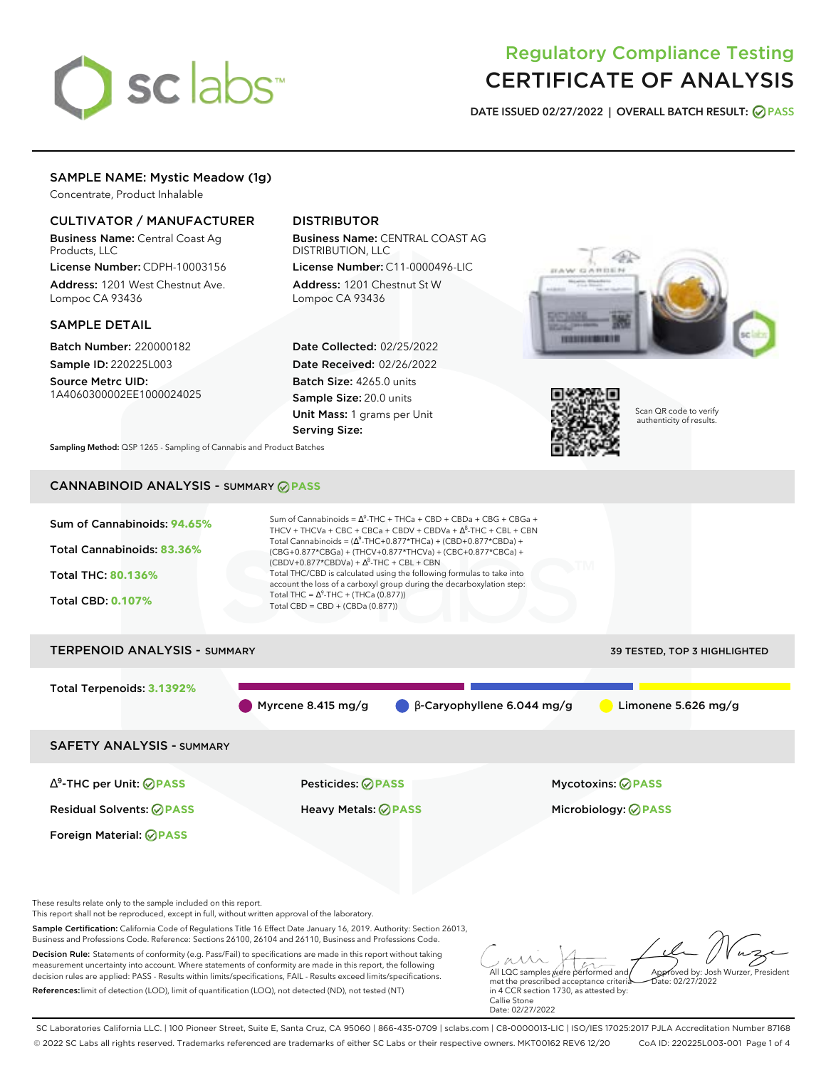# Regulatory Compliance Testing
# CERTIFICATE OF ANALYSIS

**DATE ISSUED 02/27/2022 | OVERALL BATCH RESULT: PASS**

## SAMPLE NAME: Mystic Meadow (1g)

Concentrate, Product Inhalable

### CULTIVATOR / MANUFACTURER

**Business Name:** Central Coast Ag Products, LLC
**License Number:** CDPH-10003156
**Address:** 1201 West Chestnut Ave. Lompoc CA 93436

### DISTRIBUTOR

**Business Name:** CENTRAL COAST AG DISTRIBUTION, LLC
**License Number:** C11-0000496-LIC
**Address:** 1201 Chestnut St W Lompoc CA 93436

### SAMPLE DETAIL

**Batch Number:** 220000182
**Sample ID:** 220225L003
**Source Metrc UID:** 1A4060300002EE1000024025

**Date Collected:** 02/25/2022
**Date Received:** 02/26/2022
**Batch Size:** 4265.0 units
**Sample Size:** 20.0 units
**Unit Mass:** 1 grams per Unit
**Serving Size:**

Scan QR code to verify authenticity of results.

**Sampling Method:** QSP 1265 - Sampling of Cannabis and Product Batches

## CANNABINOID ANALYSIS - SUMMARY PASS

Sum of Cannabinoids: **94.65%**
Total Cannabinoids: **83.36%**
Total THC: **80.136%**
Total CBD: **0.107%**

Sum of Cannabinoids = $\Delta^9$-THC + THCa + CBD + CBDa + CBG + CBGa + THCV + THCVa + CBC + CBCa + CBDV + CBDVa + $\Delta^8$-THC + CBL + CBN
Total Cannabinoids = ($\Delta^9$-THC+0.877*THCa) + (CBD+0.877*CBDa) + (CBG+0.877*CBGa) + (THCV+0.877*THCVa) + (CBC+0.877*CBCa) + (CBDV+0.877*CBDVa) + $\Delta^8$-THC + CBL + CBN
Total THC/CBD is calculated using the following formulas to take into account the loss of a carboxyl group during the decarboxylation step:
Total THC = $\Delta^9$-THC + (THCa (0.877))
Total CBD = CBD + (CBDa (0.877))

## TERPENOID ANALYSIS - SUMMARY

39 TESTED, TOP 3 HIGHLIGHTED

Total Terpenoids: **3.1392%**

Myrcene 8.415 mg/g | β-Caryophyllene 6.044 mg/g | Limonene 5.626 mg/g

## SAFETY ANALYSIS - SUMMARY

| | | |
|---|---|---|
| $\Delta^9$-THC per Unit: PASS | Pesticides: PASS | Mycotoxins: PASS |
| Residual Solvents: PASS | Heavy Metals: PASS | Microbiology: PASS |
| Foreign Material: PASS | | |

These results relate only to the sample included on this report.
This report shall not be reproduced, except in full, without written approval of the laboratory.

**Sample Certification:** California Code of Regulations Title 16 Effect Date January 16, 2019. Authority: Section 26013, Business and Professions Code. Reference: Sections 26100, 26104 and 26110, Business and Professions Code.

**Decision Rule:** Statements of conformity (e.g. Pass/Fail) to specifications are made in this report without taking measurement uncertainty into account. Where statements of conformity are made in this report, the following decision rules are applied: PASS - Results within limits/specifications, FAIL - Results exceed limits/specifications.

**References:** limit of detection (LOD), limit of quantification (LOQ), not detected (ND), not tested (NT)

All LQC samples were performed and met the prescribed acceptance criteria in 4 CCR section 1730, as attested by: Callie Stone
Date: 02/27/2022

Approved by: Josh Wurzer, President
Date: 02/27/2022

SC Laboratories California LLC. | 100 Pioneer Street, Suite E, Santa Cruz, CA 95060 | 866-435-0709 | sclabs.com | C8-0000013-LIC | ISO/IES 17025:2017 PJLA Accreditation Number 87168
© 2022 SC Labs all rights reserved. Trademarks referenced are trademarks of either SC Labs or their respective owners. MKT00162 REV6 12/20 CoA ID: 220225L003-001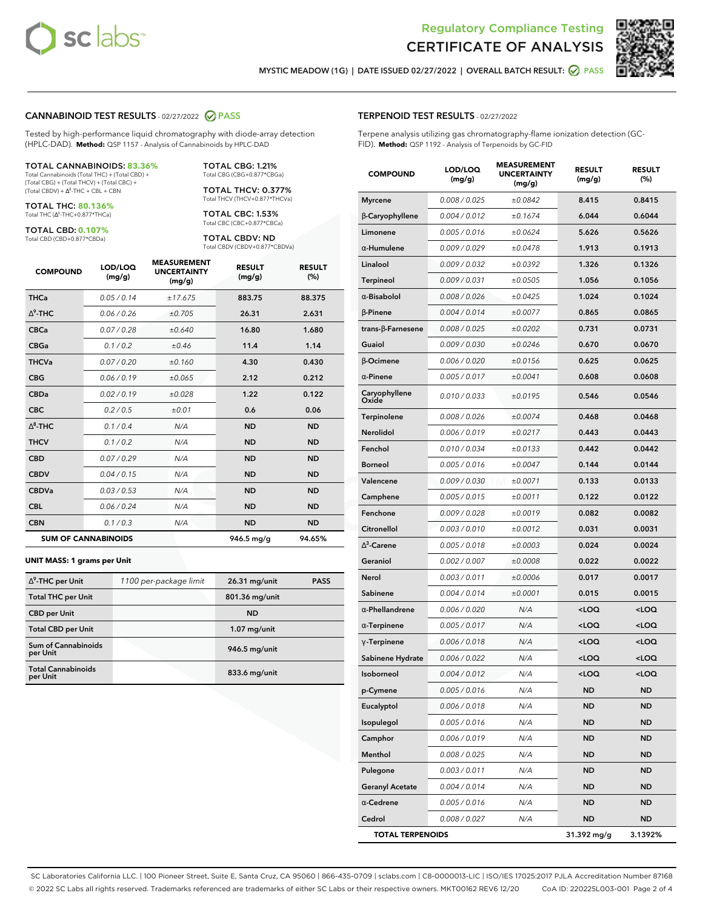# Regulatory Compliance Testing
# CERTIFICATE OF ANALYSIS

MYSTIC MEADOW (1G) | DATE ISSUED 02/27/2022 | OVERALL BATCH RESULT: PASS

## CANNABINOID TEST RESULTS - 02/27/2022 PASS

Tested by high-performance liquid chromatography with diode-array detection (HPLC-DAD). **Method:** QSP 1157 - Analysis of Cannabinoids by HPLC-DAD

**TOTAL CANNABINOIDS: 83.36%**
Total Cannabinoids (Total THC) + (Total CBD) + (Total CBG) + (Total THCV) + (Total CBC) + (Total CBDV) + $\Delta^8$-THC + CBL + CBN

**TOTAL THC: 80.136%**
Total THC ($\Delta^9$-THC+0.877*THCa)

**TOTAL CBD: 0.107%**
Total CBD (CBD+0.877*CBDa)

**TOTAL CBG: 1.21%**
Total CBG (CBG+0.877*CBGa)

**TOTAL THCV: 0.377%**
Total THCV (THCV+0.877*THCVa)

**TOTAL CBC: 1.53%**
Total CBC (CBC+0.877*CBCa)

**TOTAL CBDV: ND**
Total CBDV (CBDV+0.877*CBDVa)

| COMPOUND | LOD/LOQ (mg/g) | MEASUREMENT UNCERTAINTY (mg/g) | RESULT (mg/g) | RESULT (%) |
|---|---|---|---|---|
| THCa | 0.05 / 0.14 | ±17.675 | 883.75 | 88.375 |
| $\Delta^9$-THC | 0.06 / 0.26 | ±0.705 | 26.31 | 2.631 |
| CBCa | 0.07 / 0.28 | ±0.640 | 16.80 | 1.680 |
| CBGa | 0.1 / 0.2 | ±0.46 | 11.4 | 1.14 |
| THCVa | 0.07 / 0.20 | ±0.160 | 4.30 | 0.430 |
| CBG | 0.06 / 0.19 | ±0.065 | 2.12 | 0.212 |
| CBDa | 0.02 / 0.19 | ±0.028 | 1.22 | 0.122 |
| CBC | 0.2 / 0.5 | ±0.01 | 0.6 | 0.06 |
| $\Delta^8$-THC | 0.1 / 0.4 | N/A | ND | ND |
| THCV | 0.1 / 0.2 | N/A | ND | ND |
| CBD | 0.07 / 0.29 | N/A | ND | ND |
| CBDV | 0.04 / 0.15 | N/A | ND | ND |
| CBDVa | 0.03 / 0.53 | N/A | ND | ND |
| CBL | 0.06 / 0.24 | N/A | ND | ND |
| CBN | 0.1 / 0.3 | N/A | ND | ND |
| **SUM OF CANNABINOIDS** | | | 946.5 mg/g | 94.65% |

**UNIT MASS: 1 grams per Unit**

| | | | |
|---|---|---|---|
| $\Delta^9$-THC per Unit | 1100 per-package limit | 26.31 mg/unit | PASS |
| Total THC per Unit | | 801.36 mg/unit | |
| CBD per Unit | | ND | |
| Total CBD per Unit | | 1.07 mg/unit | |
| Sum of Cannabinoids per Unit | | 946.5 mg/unit | |
| Total Cannabinoids per Unit | | 833.6 mg/unit | |

## TERPENOID TEST RESULTS - 02/27/2022

Terpene analysis utilizing gas chromatography-flame ionization detection (GC-FID). **Method:** QSP 1192 - Analysis of Terpenoids by GC-FID

| COMPOUND | LOD/LOQ (mg/g) | MEASUREMENT UNCERTAINTY (mg/g) | RESULT (mg/g) | RESULT (%) |
|---|---|---|---|---|
| Myrcene | 0.008 / 0.025 | ±0.0842 | 8.415 | 0.8415 |
| β-Caryophyllene | 0.004 / 0.012 | ±0.1674 | 6.044 | 0.6044 |
| Limonene | 0.005 / 0.016 | ±0.0624 | 5.626 | 0.5626 |
| α-Humulene | 0.009 / 0.029 | ±0.0478 | 1.913 | 0.1913 |
| Linalool | 0.009 / 0.032 | ±0.0392 | 1.326 | 0.1326 |
| Terpineol | 0.009 / 0.031 | ±0.0505 | 1.056 | 0.1056 |
| α-Bisabolol | 0.008 / 0.026 | ±0.0425 | 1.024 | 0.1024 |
| β-Pinene | 0.004 / 0.014 | ±0.0077 | 0.865 | 0.0865 |
| trans-β-Farnesene | 0.008 / 0.025 | ±0.0202 | 0.731 | 0.0731 |
| Guaiol | 0.009 / 0.030 | ±0.0246 | 0.670 | 0.0670 |
| β-Ocimene | 0.006 / 0.020 | ±0.0156 | 0.625 | 0.0625 |
| α-Pinene | 0.005 / 0.017 | ±0.0041 | 0.608 | 0.0608 |
| Caryophyllene Oxide | 0.010 / 0.033 | ±0.0195 | 0.546 | 0.0546 |
| Terpinolene | 0.008 / 0.026 | ±0.0074 | 0.468 | 0.0468 |
| Nerolidol | 0.006 / 0.019 | ±0.0217 | 0.443 | 0.0443 |
| Fenchol | 0.010 / 0.034 | ±0.0133 | 0.442 | 0.0442 |
| Borneol | 0.005 / 0.016 | ±0.0047 | 0.144 | 0.0144 |
| Valencene | 0.009 / 0.030 | ±0.0071 | 0.133 | 0.0133 |
| Camphene | 0.005 / 0.015 | ±0.0011 | 0.122 | 0.0122 |
| Fenchone | 0.009 / 0.028 | ±0.0019 | 0.082 | 0.0082 |
| Citronellol | 0.003 / 0.010 | ±0.0012 | 0.031 | 0.0031 |
| $\Delta^3$-Carene | 0.005 / 0.018 | ±0.0003 | 0.024 | 0.0024 |
| Geraniol | 0.002 / 0.007 | ±0.0008 | 0.022 | 0.0022 |
| Nerol | 0.003 / 0.011 | ±0.0006 | 0.017 | 0.0017 |
| Sabinene | 0.004 / 0.014 | ±0.0001 | 0.015 | 0.0015 |
| α-Phellandrene | 0.006 / 0.020 | N/A | <LOQ | <LOQ |
| α-Terpinene | 0.005 / 0.017 | N/A | <LOQ | <LOQ |
| γ-Terpinene | 0.006 / 0.018 | N/A | <LOQ | <LOQ |
| Sabinene Hydrate | 0.006 / 0.022 | N/A | <LOQ | <LOQ |
| Isoborneol | 0.004 / 0.012 | N/A | <LOQ | <LOQ |
| p-Cymene | 0.005 / 0.016 | N/A | ND | ND |
| Eucalyptol | 0.006 / 0.018 | N/A | ND | ND |
| Isopulegol | 0.005 / 0.016 | N/A | ND | ND |
| Camphor | 0.006 / 0.019 | N/A | ND | ND |
| Menthol | 0.008 / 0.025 | N/A | ND | ND |
| Pulegone | 0.003 / 0.011 | N/A | ND | ND |
| Geranyl Acetate | 0.004 / 0.014 | N/A | ND | ND |
| α-Cedrene | 0.005 / 0.016 | N/A | ND | ND |
| Cedrol | 0.008 / 0.027 | N/A | ND | ND |
| **TOTAL TERPENOIDS** | | | 31.392 mg/g | 3.1392% |

SC Laboratories California LLC. | 100 Pioneer Street, Suite E, Santa Cruz, CA 95060 | 866-435-0709 | sclabs.com | C8-0000013-LIC | ISO/IES 17025:2017 PJLA Accreditation Number 87168
© 2022 SC Labs all rights reserved. Trademarks referenced are trademarks of either SC Labs or their respective owners. MKT00162 REV6 12/20 CoA ID: 220225L003-001